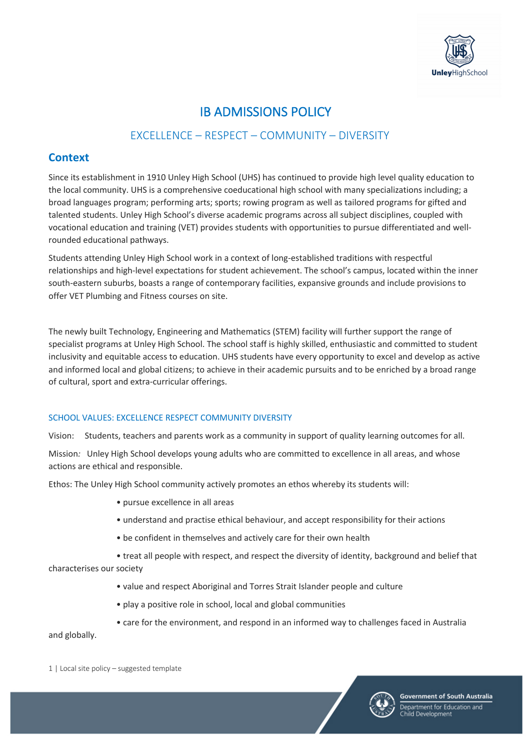# IB ADMISSIONS POLICY

## EXCELLENCE – RESPECT – COMMUNITY – DIVERSITY

## Context

Since its establishment in 1910 Unley High School (UHS) has continued to provide high level quality education to the local community. UHS is a comprehensive coeducational high school with many specializations including; a broad languages program; performing arts; sports; rowing program as well as tailored programs for gifted and talented students. Unley High School's diverse academic programs across all subject disciplines, coupled with vocational education and training (VET) provides students with opportunities to pursue differentiated and well-rounded educational pathways.

Students attending Unley High School work in a context of long-established traditions with respectful relationships and high-level expectations for student achievement. The school's campus, located within the inner south-eastern suburbs, boasts a range of contemporary facilities, expansive grounds and include provisions to offer VET Plumbing and Fitness courses on site.

The newly built Technology, Engineering and Mathematics (STEM) facility will further support the range of specialist programs at Unley High School. The school staff is highly skilled, enthusiastic and committed to student inclusivity and equitable access to education. UHS students have every opportunity to excel and develop as active and informed local and global citizens; to achieve in their academic pursuits and to be enriched by a broad range of cultural, sport and extra-curricular offerings.

### SCHOOL VALUES: EXCELLENCE RESPECT COMMUNITY DIVERSITY

Vision: Students, teachers and parents work as a community in support of quality learning outcomes for all.

Mission*:* Unley High School develops young adults who are committed to excellence in all areas, and whose actions are ethical and responsible.

Ethos: The Unley High School community actively promotes an ethos whereby its students will:

- pursue excellence in all areas
- understand and practise ethical behaviour, and accept responsibility for their actions
- be confident in themselves and actively care for their own health
- treat all people with respect, and respect the diversity of identity, background and belief that characterises our society
- value and respect Aboriginal and Torres Strait Islander people and culture
- play a positive role in school, local and global communities
- care for the environment, and respond in an informed way to challenges faced in Australia and globally.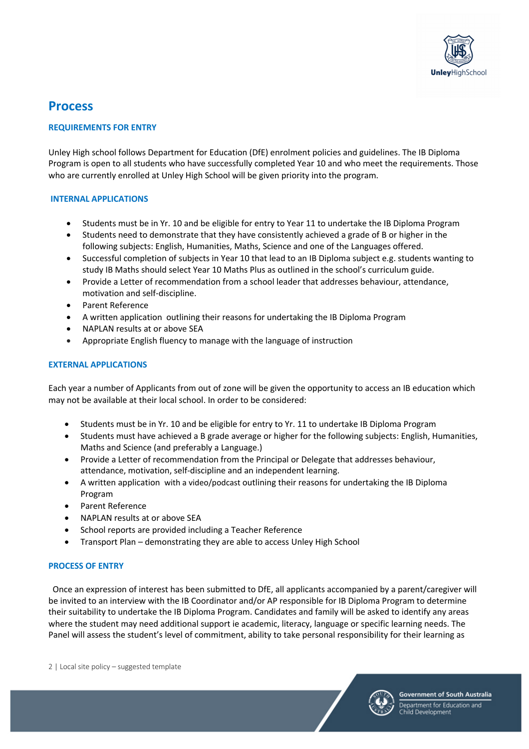## Process

### REQUIREMENTS FOR ENTRY

Unley High school follows Department for Education (DfE) enrolment policies and guidelines. The IB Diploma Program is open to all students who have successfully completed Year 10 and who meet the requirements. Those who are currently enrolled at Unley High School will be given priority into the program.

### INTERNAL APPLICATIONS

- Students must be in Yr. 10 and be eligible for entry to Year 11 to undertake the IB Diploma Program
- Students need to demonstrate that they have consistently achieved a grade of B or higher in the following subjects: English, Humanities, Maths, Science and one of the Languages offered.
- Successful completion of subjects in Year 10 that lead to an IB Diploma subject e.g. students wanting to study IB Maths should select Year 10 Maths Plus as outlined in the school's curriculum guide.
- Provide a Letter of recommendation from a school leader that addresses behaviour, attendance, motivation and self-discipline.
- Parent Reference
- A written application outlining their reasons for undertaking the IB Diploma Program
- NAPLAN results at or above SEA
- Appropriate English fluency to manage with the language of instruction

### EXTERNAL APPLICATIONS

Each year a number of Applicants from out of zone will be given the opportunity to access an IB education which may not be available at their local school. In order to be considered:

- Students must be in Yr. 10 and be eligible for entry to Yr. 11 to undertake IB Diploma Program
- Students must have achieved a B grade average or higher for the following subjects: English, Humanities, Maths and Science (and preferably a Language.)
- Provide a Letter of recommendation from the Principal or Delegate that addresses behaviour, attendance, motivation, self-discipline and an independent learning.
- A written application with a video/podcast outlining their reasons for undertaking the IB Diploma Program
- Parent Reference
- NAPLAN results at or above SEA
- School reports are provided including a Teacher Reference
- Transport Plan – demonstrating they are able to access Unley High School

### PROCESS OF ENTRY

Once an expression of interest has been submitted to DfE, all applicants accompanied by a parent/caregiver will be invited to an interview with the IB Coordinator and/or AP responsible for IB Diploma Program to determine their suitability to undertake the IB Diploma Program. Candidates and family will be asked to identify any areas where the student may need additional support ie academic, literacy, language or specific learning needs. The Panel will assess the student's level of commitment, ability to take personal responsibility for their learning as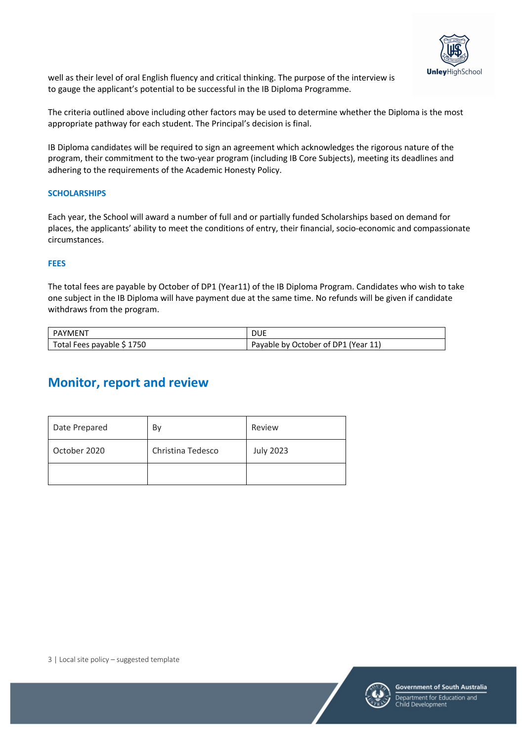well as their level of oral English fluency and critical thinking. The purpose of the interview is to gauge the applicant's potential to be successful in the IB Diploma Programme.

The criteria outlined above including other factors may be used to determine whether the Diploma is the most appropriate pathway for each student. The Principal's decision is final.

IB Diploma candidates will be required to sign an agreement which acknowledges the rigorous nature of the program, their commitment to the two-year program (including IB Core Subjects), meeting its deadlines and adhering to the requirements of the Academic Honesty Policy.

### SCHOLARSHIPS

Each year, the School will award a number of full and or partially funded Scholarships based on demand for places, the applicants' ability to meet the conditions of entry, their financial, socio-economic and compassionate circumstances.

### FEES

The total fees are payable by October of DP1 (Year11) of the IB Diploma Program. Candidates who wish to take one subject in the IB Diploma will have payment due at the same time. No refunds will be given if candidate withdraws from the program.

| PAYMENT | DUE |
|---|---|
| Total Fees payable $ 1750 | Payable by October of DP1 (Year 11) |

## Monitor, report and review

| Date Prepared | By | Review |
|---|---|---|
| October 2020 | Christina Tedesco | July 2023 |
| | | |